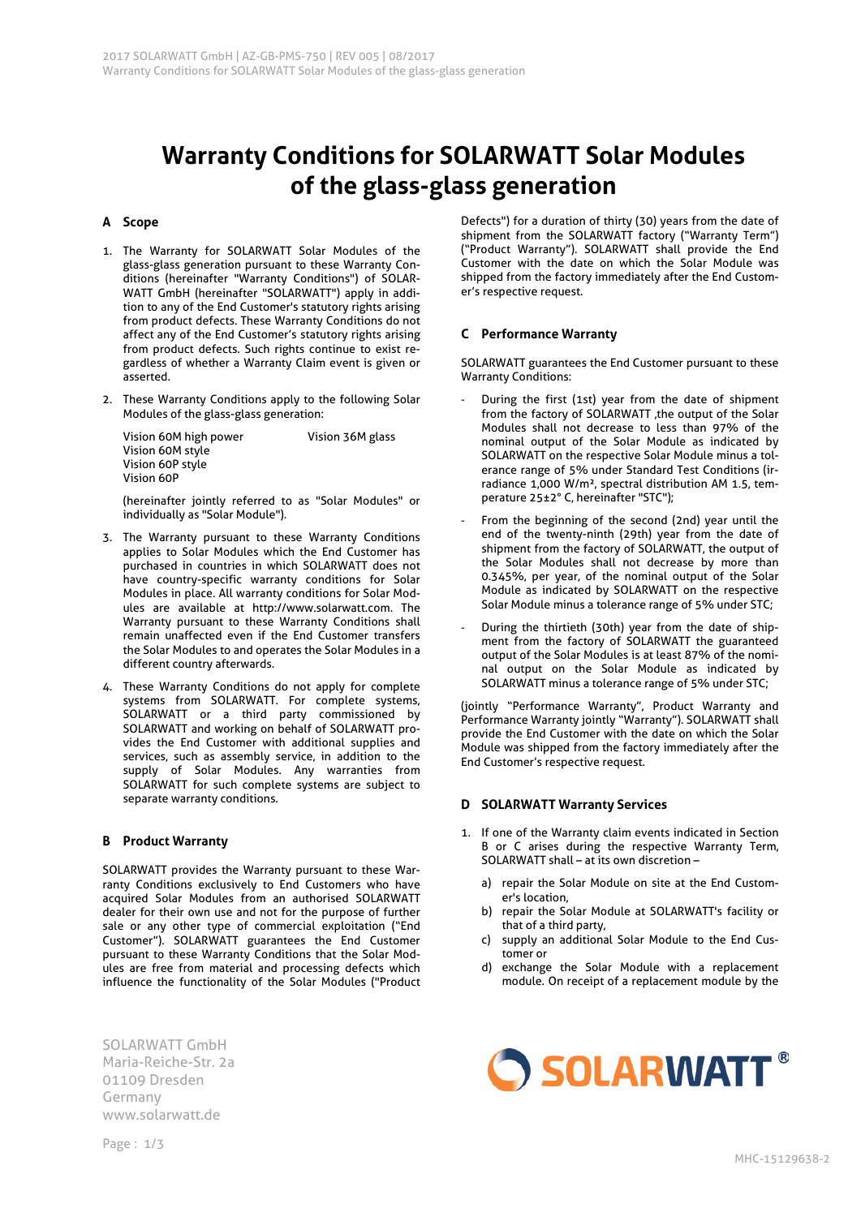# Warranty Conditions for SOLARWATT Solar Modules of the glass-glass generation

## A Scope

1. The Warranty for SOLARWATT Solar Modules of the glass-glass generation pursuant to these Warranty Conditions (hereinafter "Warranty Conditions") of SOLARWATT GmbH (hereinafter "SOLARWATT") apply in addition to any of the End Customer's statutory rights arising from product defects. These Warranty Conditions do not affect any of the End Customer's statutory rights arising from product defects. Such rights continue to exist regardless of whether a Warranty Claim event is given or asserted.

2. These Warranty Conditions apply to the following Solar Modules of the glass-glass generation:

   Vision 60M high power
   Vision 60M style
   Vision 60P style
   Vision 60P
   Vision 36M glass

   (hereinafter jointly referred to as "Solar Modules" or individually as "Solar Module").

3. The Warranty pursuant to these Warranty Conditions applies to Solar Modules which the End Customer has purchased in countries in which SOLARWATT does not have country-specific warranty conditions for Solar Modules in place. All warranty conditions for Solar Modules are available at http://www.solarwatt.com. The Warranty pursuant to these Warranty Conditions shall remain unaffected even if the End Customer transfers the Solar Modules to and operates the Solar Modules in a different country afterwards.

4. These Warranty Conditions do not apply for complete systems from SOLARWATT. For complete systems, SOLARWATT or a third party commissioned by SOLARWATT and working on behalf of SOLARWATT provides the End Customer with additional supplies and services, such as assembly service, in addition to the supply of Solar Modules. Any warranties from SOLARWATT for such complete systems are subject to separate warranty conditions.

## B Product Warranty

SOLARWATT provides the Warranty pursuant to these Warranty Conditions exclusively to End Customers who have acquired Solar Modules from an authorised SOLARWATT dealer for their own use and not for the purpose of further sale or any other type of commercial exploitation ("End Customer"). SOLARWATT guarantees the End Customer pursuant to these Warranty Conditions that the Solar Modules are free from material and processing defects which influence the functionality of the Solar Modules ("Product Defects") for a duration of thirty (30) years from the date of shipment from the SOLARWATT factory ("Warranty Term") ("Product Warranty"). SOLARWATT shall provide the End Customer with the date on which the Solar Module was shipped from the factory immediately after the End Customer's respective request.

## C Performance Warranty

SOLARWATT guarantees the End Customer pursuant to these Warranty Conditions:

- During the first (1st) year from the date of shipment from the factory of SOLARWATT ,the output of the Solar Modules shall not decrease to less than 97% of the nominal output of the Solar Module as indicated by SOLARWATT on the respective Solar Module minus a tolerance range of 5% under Standard Test Conditions (irradiance 1,000 W/m², spectral distribution AM 1.5, temperature 25±2° C, hereinafter "STC");
- From the beginning of the second (2nd) year until the end of the twenty-ninth (29th) year from the date of shipment from the factory of SOLARWATT, the output of the Solar Modules shall not decrease by more than 0.345%, per year, of the nominal output of the Solar Module as indicated by SOLARWATT on the respective Solar Module minus a tolerance range of 5% under STC;
- During the thirtieth (30th) year from the date of shipment from the factory of SOLARWATT the guaranteed output of the Solar Modules is at least 87% of the nominal output on the Solar Module as indicated by SOLARWATT minus a tolerance range of 5% under STC;

(jointly "Performance Warranty", Product Warranty and Performance Warranty jointly "Warranty"). SOLARWATT shall provide the End Customer with the date on which the Solar Module was shipped from the factory immediately after the End Customer's respective request.

## D SOLARWATT Warranty Services

1. If one of the Warranty claim events indicated in Section B or C arises during the respective Warranty Term, SOLARWATT shall – at its own discretion –

   a) repair the Solar Module on site at the End Customer's location,
   b) repair the Solar Module at SOLARWATT's facility or that of a third party,
   c) supply an additional Solar Module to the End Customer or
   d) exchange the Solar Module with a replacement module. On receipt of a replacement module by the

SOLARWATT GmbH
Maria-Reiche-Str. 2a
01109 Dresden
Germany
www.solarwatt.de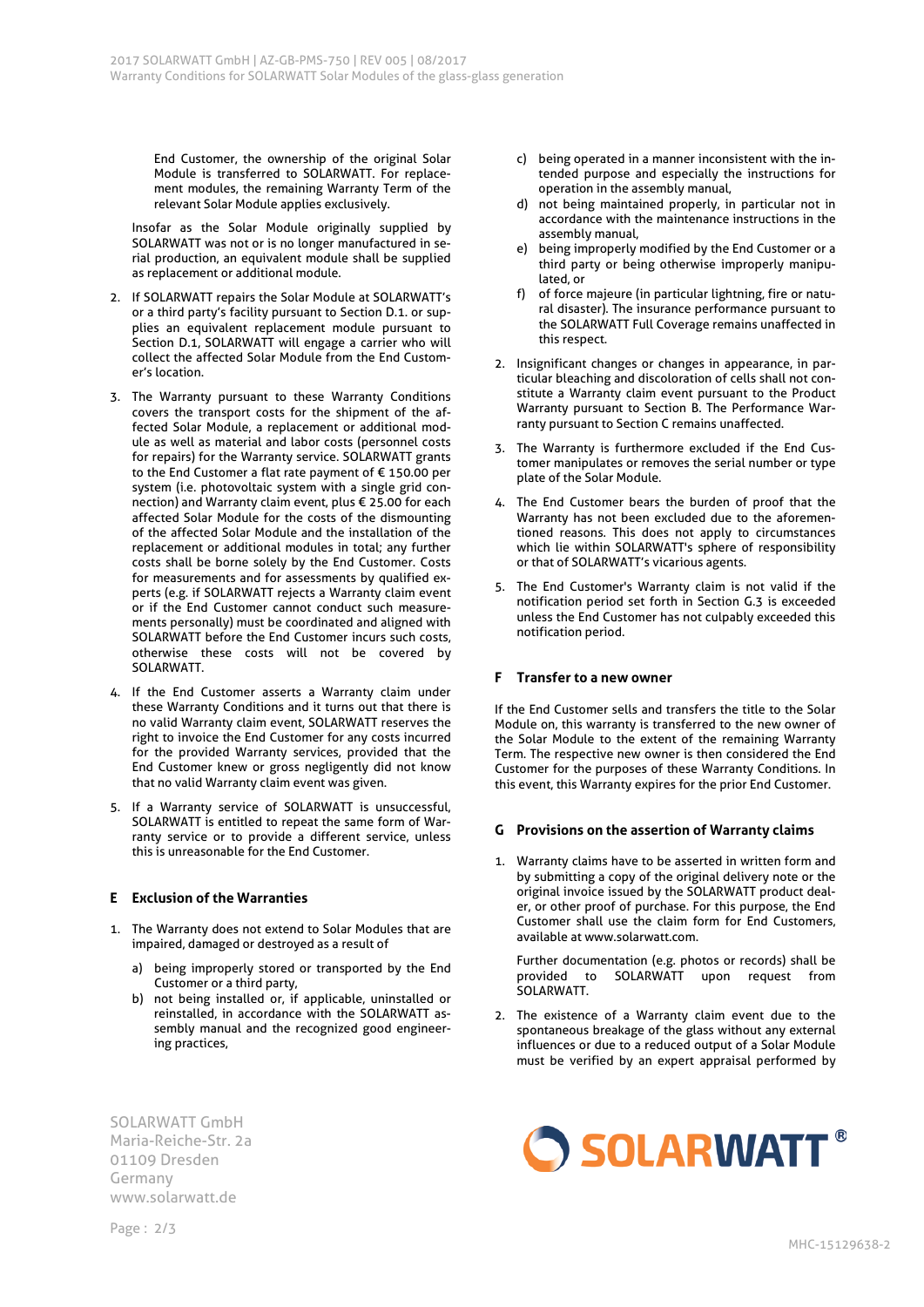End Customer, the ownership of the original Solar Module is transferred to SOLARWATT. For replacement modules, the remaining Warranty Term of the relevant Solar Module applies exclusively.

Insofar as the Solar Module originally supplied by SOLARWATT was not or is no longer manufactured in serial production, an equivalent module shall be supplied as replacement or additional module.

2. If SOLARWATT repairs the Solar Module at SOLARWATT's or a third party's facility pursuant to Section D.1. or supplies an equivalent replacement module pursuant to Section D.1, SOLARWATT will engage a carrier who will collect the affected Solar Module from the End Customer's location.

3. The Warranty pursuant to these Warranty Conditions covers the transport costs for the shipment of the affected Solar Module, a replacement or additional module as well as material and labor costs (personnel costs for repairs) for the Warranty service. SOLARWATT grants to the End Customer a flat rate payment of € 150.00 per system (i.e. photovoltaic system with a single grid connection) and Warranty claim event, plus € 25.00 for each affected Solar Module for the costs of the dismounting of the affected Solar Module and the installation of the replacement or additional modules in total; any further costs shall be borne solely by the End Customer. Costs for measurements and for assessments by qualified experts (e.g. if SOLARWATT rejects a Warranty claim event or if the End Customer cannot conduct such measurements personally) must be coordinated and aligned with SOLARWATT before the End Customer incurs such costs, otherwise these costs will not be covered by SOLARWATT.

4. If the End Customer asserts a Warranty claim under these Warranty Conditions and it turns out that there is no valid Warranty claim event, SOLARWATT reserves the right to invoice the End Customer for any costs incurred for the provided Warranty services, provided that the End Customer knew or gross negligently did not know that no valid Warranty claim event was given.

5. If a Warranty service of SOLARWATT is unsuccessful, SOLARWATT is entitled to repeat the same form of Warranty service or to provide a different service, unless this is unreasonable for the End Customer.

## E Exclusion of the Warranties

1. The Warranty does not extend to Solar Modules that are impaired, damaged or destroyed as a result of

   a) being improperly stored or transported by the End Customer or a third party,
   b) not being installed or, if applicable, uninstalled or reinstalled, in accordance with the SOLARWATT assembly manual and the recognized good engineering practices,
   c) being operated in a manner inconsistent with the intended purpose and especially the instructions for operation in the assembly manual,
   d) not being maintained properly, in particular not in accordance with the maintenance instructions in the assembly manual,
   e) being improperly modified by the End Customer or a third party or being otherwise improperly manipulated, or
   f) of force majeure (in particular lightning, fire or natural disaster). The insurance performance pursuant to the SOLARWATT Full Coverage remains unaffected in this respect.

2. Insignificant changes or changes in appearance, in particular bleaching and discoloration of cells shall not constitute a Warranty claim event pursuant to the Product Warranty pursuant to Section B. The Performance Warranty pursuant to Section C remains unaffected.

3. The Warranty is furthermore excluded if the End Customer manipulates or removes the serial number or type plate of the Solar Module.

4. The End Customer bears the burden of proof that the Warranty has not been excluded due to the aforementioned reasons. This does not apply to circumstances which lie within SOLARWATT's sphere of responsibility or that of SOLARWATT's vicarious agents.

5. The End Customer's Warranty claim is not valid if the notification period set forth in Section G.3 is exceeded unless the End Customer has not culpably exceeded this notification period.

## F Transfer to a new owner

If the End Customer sells and transfers the title to the Solar Module on, this warranty is transferred to the new owner of the Solar Module to the extent of the remaining Warranty Term. The respective new owner is then considered the End Customer for the purposes of these Warranty Conditions. In this event, this Warranty expires for the prior End Customer.

## G Provisions on the assertion of Warranty claims

1. Warranty claims have to be asserted in written form and by submitting a copy of the original delivery note or the original invoice issued by the SOLARWATT product dealer, or other proof of purchase. For this purpose, the End Customer shall use the claim form for End Customers, available at www.solarwatt.com.

   Further documentation (e.g. photos or records) shall be provided to SOLARWATT upon request from SOLARWATT.

2. The existence of a Warranty claim event due to the spontaneous breakage of the glass without any external influences or due to a reduced output of a Solar Module must be verified by an expert appraisal performed by

SOLARWATT GmbH
Maria-Reiche-Str. 2a
01109 Dresden
Germany
www.solarwatt.de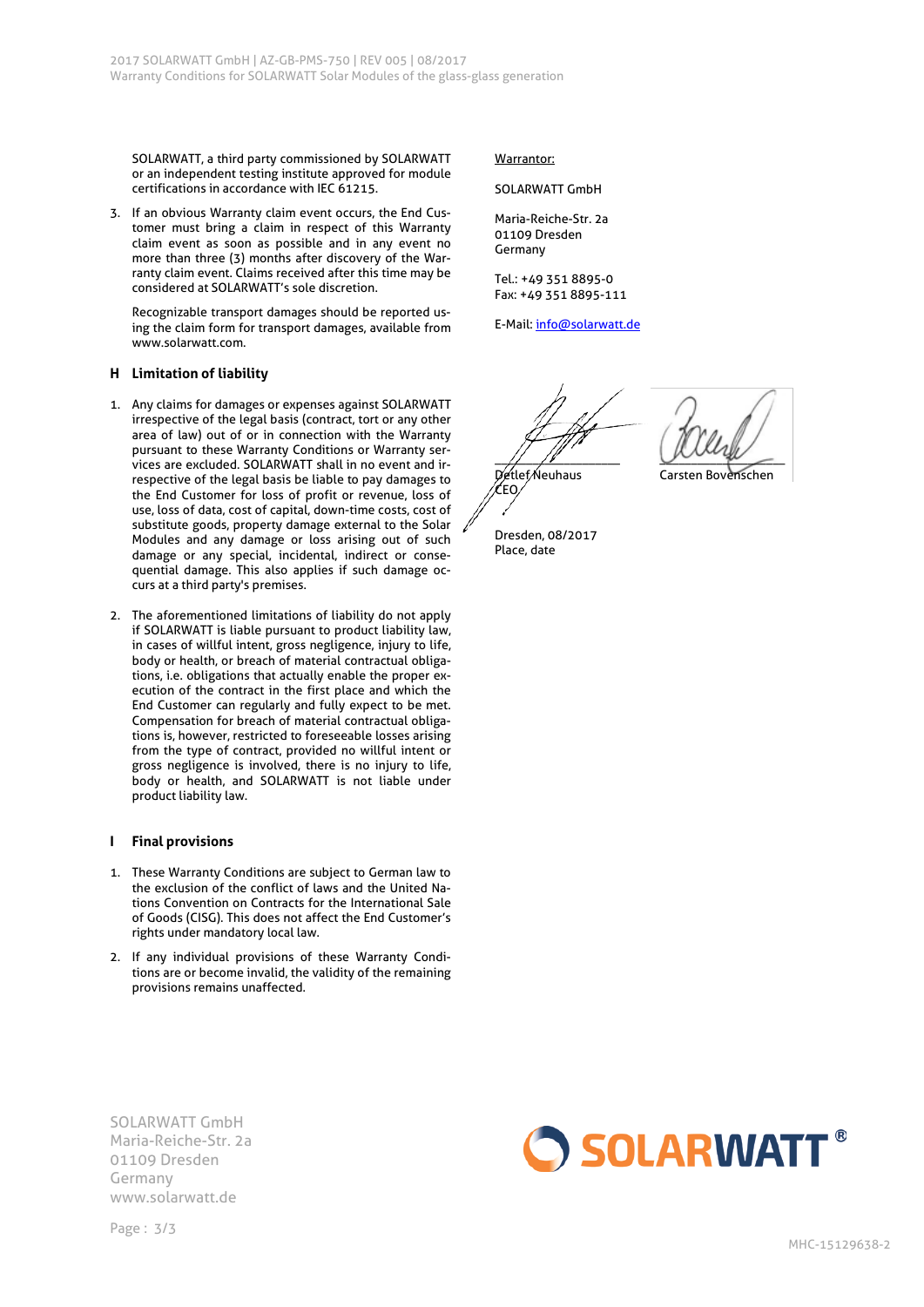SOLARWATT, a third party commissioned by SOLARWATT or an independent testing institute approved for module certifications in accordance with IEC 61215.

3. If an obvious Warranty claim event occurs, the End Customer must bring a claim in respect of this Warranty claim event as soon as possible and in any event no more than three (3) months after discovery of the Warranty claim event. Claims received after this time may be considered at SOLARWATT's sole discretion.

   Recognizable transport damages should be reported using the claim form for transport damages, available from www.solarwatt.com.

## H Limitation of liability

1. Any claims for damages or expenses against SOLARWATT irrespective of the legal basis (contract, tort or any other area of law) out of or in connection with the Warranty pursuant to these Warranty Conditions or Warranty services are excluded. SOLARWATT shall in no event and irrespective of the legal basis be liable to pay damages to the End Customer for loss of profit or revenue, loss of use, loss of data, cost of capital, down-time costs, cost of substitute goods, property damage external to the Solar Modules and any damage or loss arising out of such damage or any special, incidental, indirect or consequential damage. This also applies if such damage occurs at a third party's premises.

2. The aforementioned limitations of liability do not apply if SOLARWATT is liable pursuant to product liability law, in cases of willful intent, gross negligence, injury to life, body or health, or breach of material contractual obligations, i.e. obligations that actually enable the proper execution of the contract in the first place and which the End Customer can regularly and fully expect to be met. Compensation for breach of material contractual obligations is, however, restricted to foreseeable losses arising from the type of contract, provided no willful intent or gross negligence is involved, there is no injury to life, body or health, and SOLARWATT is not liable under product liability law.

## I Final provisions

1. These Warranty Conditions are subject to German law to the exclusion of the conflict of laws and the United Nations Convention on Contracts for the International Sale of Goods (CISG). This does not affect the End Customer's rights under mandatory local law.

2. If any individual provisions of these Warranty Conditions are or become invalid, the validity of the remaining provisions remains unaffected.

Warrantor:

SOLARWATT GmbH

Maria-Reiche-Str. 2a
01109 Dresden
Germany

Tel.: +49 351 8895-0
Fax: +49 351 8895-111

E-Mail: info@solarwatt.de

Detlef Neuhaus
CEO

Carsten Bovenschen

Dresden, 08/2017
Place, date